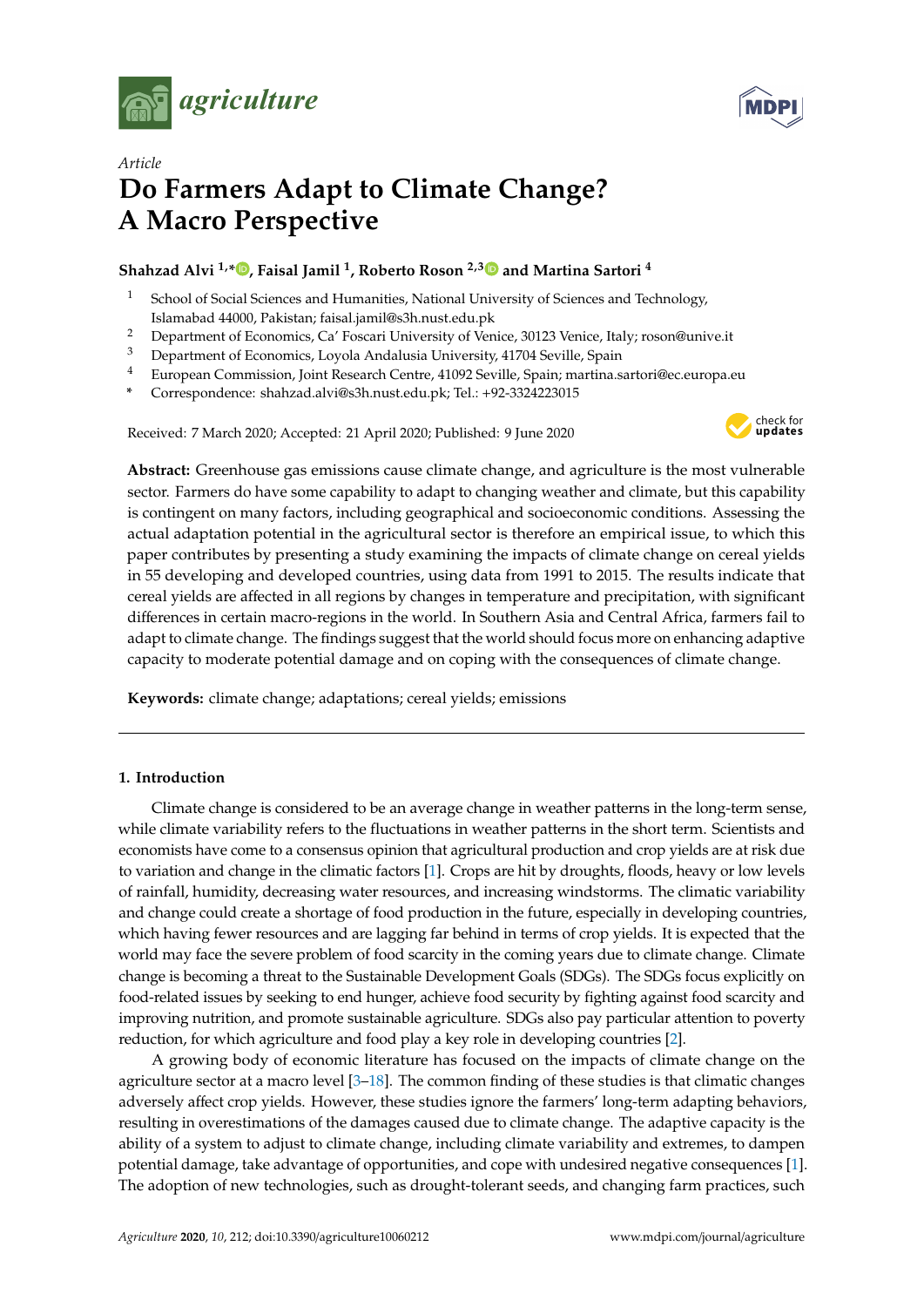*Article*

# Do Farmers Adapt to Climate Change? A Macro Perspective

**Shahzad Alvi [1,*], Faisal Jamil [1], Roberto Roson [2,3] and Martina Sartori [4]**

[1] School of Social Sciences and Humanities, National University of Sciences and Technology, Islamabad 44000, Pakistan; faisal.jamil@s3h.nust.edu.pk

[2] Department of Economics, Ca' Foscari University of Venice, 30123 Venice, Italy; roson@unive.it

[3] Department of Economics, Loyola Andalusia University, 41704 Seville, Spain

[4] European Commission, Joint Research Centre, 41092 Seville, Spain; martina.sartori@ec.europa.eu

\* Correspondence: shahzad.alvi@s3h.nust.edu.pk; Tel.: +92-3324223015

Received: 7 March 2020; Accepted: 21 April 2020; Published: 9 June 2020

**Abstract:** Greenhouse gas emissions cause climate change, and agriculture is the most vulnerable sector. Farmers do have some capability to adapt to changing weather and climate, but this capability is contingent on many factors, including geographical and socioeconomic conditions. Assessing the actual adaptation potential in the agricultural sector is therefore an empirical issue, to which this paper contributes by presenting a study examining the impacts of climate change on cereal yields in 55 developing and developed countries, using data from 1991 to 2015. The results indicate that cereal yields are affected in all regions by changes in temperature and precipitation, with significant differences in certain macro-regions in the world. In Southern Asia and Central Africa, farmers fail to adapt to climate change. The findings suggest that the world should focus more on enhancing adaptive capacity to moderate potential damage and on coping with the consequences of climate change.

**Keywords:** climate change; adaptations; cereal yields; emissions

## 1. Introduction

Climate change is considered to be an average change in weather patterns in the long-term sense, while climate variability refers to the fluctuations in weather patterns in the short term. Scientists and economists have come to a consensus opinion that agricultural production and crop yields are at risk due to variation and change in the climatic factors [1]. Crops are hit by droughts, floods, heavy or low levels of rainfall, humidity, decreasing water resources, and increasing windstorms. The climatic variability and change could create a shortage of food production in the future, especially in developing countries, which having fewer resources and are lagging far behind in terms of crop yields. It is expected that the world may face the severe problem of food scarcity in the coming years due to climate change. Climate change is becoming a threat to the Sustainable Development Goals (SDGs). The SDGs focus explicitly on food-related issues by seeking to end hunger, achieve food security by fighting against food scarcity and improving nutrition, and promote sustainable agriculture. SDGs also pay particular attention to poverty reduction, for which agriculture and food play a key role in developing countries [2].

A growing body of economic literature has focused on the impacts of climate change on the agriculture sector at a macro level [3–18]. The common finding of these studies is that climatic changes adversely affect crop yields. However, these studies ignore the farmers' long-term adapting behaviors, resulting in overestimations of the damages caused due to climate change. The adaptive capacity is the ability of a system to adjust to climate change, including climate variability and extremes, to dampen potential damage, take advantage of opportunities, and cope with undesired negative consequences [1]. The adoption of new technologies, such as drought-tolerant seeds, and changing farm practices, such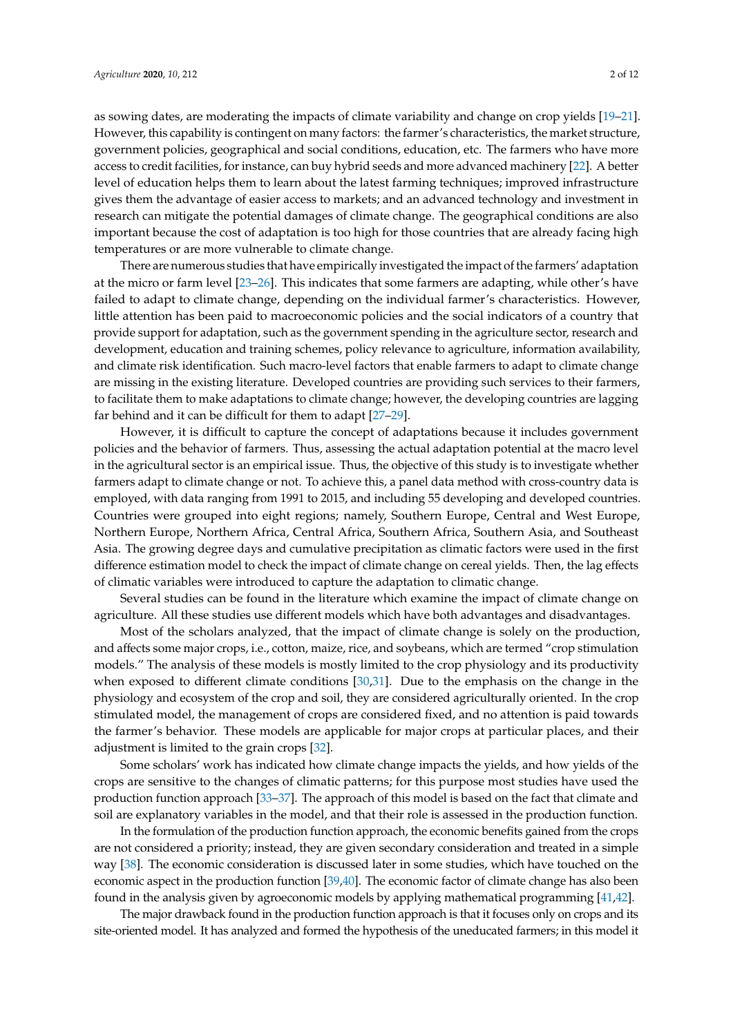as sowing dates, are moderating the impacts of climate variability and change on crop yields [19–21]. However, this capability is contingent on many factors: the farmer's characteristics, the market structure, government policies, geographical and social conditions, education, etc. The farmers who have more access to credit facilities, for instance, can buy hybrid seeds and more advanced machinery [22]. A better level of education helps them to learn about the latest farming techniques; improved infrastructure gives them the advantage of easier access to markets; and an advanced technology and investment in research can mitigate the potential damages of climate change. The geographical conditions are also important because the cost of adaptation is too high for those countries that are already facing high temperatures or are more vulnerable to climate change.

There are numerous studies that have empirically investigated the impact of the farmers' adaptation at the micro or farm level [23–26]. This indicates that some farmers are adapting, while other's have failed to adapt to climate change, depending on the individual farmer's characteristics. However, little attention has been paid to macroeconomic policies and the social indicators of a country that provide support for adaptation, such as the government spending in the agriculture sector, research and development, education and training schemes, policy relevance to agriculture, information availability, and climate risk identification. Such macro-level factors that enable farmers to adapt to climate change are missing in the existing literature. Developed countries are providing such services to their farmers, to facilitate them to make adaptations to climate change; however, the developing countries are lagging far behind and it can be difficult for them to adapt [27–29].

However, it is difficult to capture the concept of adaptations because it includes government policies and the behavior of farmers. Thus, assessing the actual adaptation potential at the macro level in the agricultural sector is an empirical issue. Thus, the objective of this study is to investigate whether farmers adapt to climate change or not. To achieve this, a panel data method with cross-country data is employed, with data ranging from 1991 to 2015, and including 55 developing and developed countries. Countries were grouped into eight regions; namely, Southern Europe, Central and West Europe, Northern Europe, Northern Africa, Central Africa, Southern Africa, Southern Asia, and Southeast Asia. The growing degree days and cumulative precipitation as climatic factors were used in the first difference estimation model to check the impact of climate change on cereal yields. Then, the lag effects of climatic variables were introduced to capture the adaptation to climatic change.

Several studies can be found in the literature which examine the impact of climate change on agriculture. All these studies use different models which have both advantages and disadvantages.

Most of the scholars analyzed, that the impact of climate change is solely on the production, and affects some major crops, i.e., cotton, maize, rice, and soybeans, which are termed "crop stimulation models." The analysis of these models is mostly limited to the crop physiology and its productivity when exposed to different climate conditions [30,31]. Due to the emphasis on the change in the physiology and ecosystem of the crop and soil, they are considered agriculturally oriented. In the crop stimulated model, the management of crops are considered fixed, and no attention is paid towards the farmer's behavior. These models are applicable for major crops at particular places, and their adjustment is limited to the grain crops [32].

Some scholars' work has indicated how climate change impacts the yields, and how yields of the crops are sensitive to the changes of climatic patterns; for this purpose most studies have used the production function approach [33–37]. The approach of this model is based on the fact that climate and soil are explanatory variables in the model, and that their role is assessed in the production function.

In the formulation of the production function approach, the economic benefits gained from the crops are not considered a priority; instead, they are given secondary consideration and treated in a simple way [38]. The economic consideration is discussed later in some studies, which have touched on the economic aspect in the production function [39,40]. The economic factor of climate change has also been found in the analysis given by agroeconomic models by applying mathematical programming [41,42].

The major drawback found in the production function approach is that it focuses only on crops and its site-oriented model. It has analyzed and formed the hypothesis of the uneducated farmers; in this model it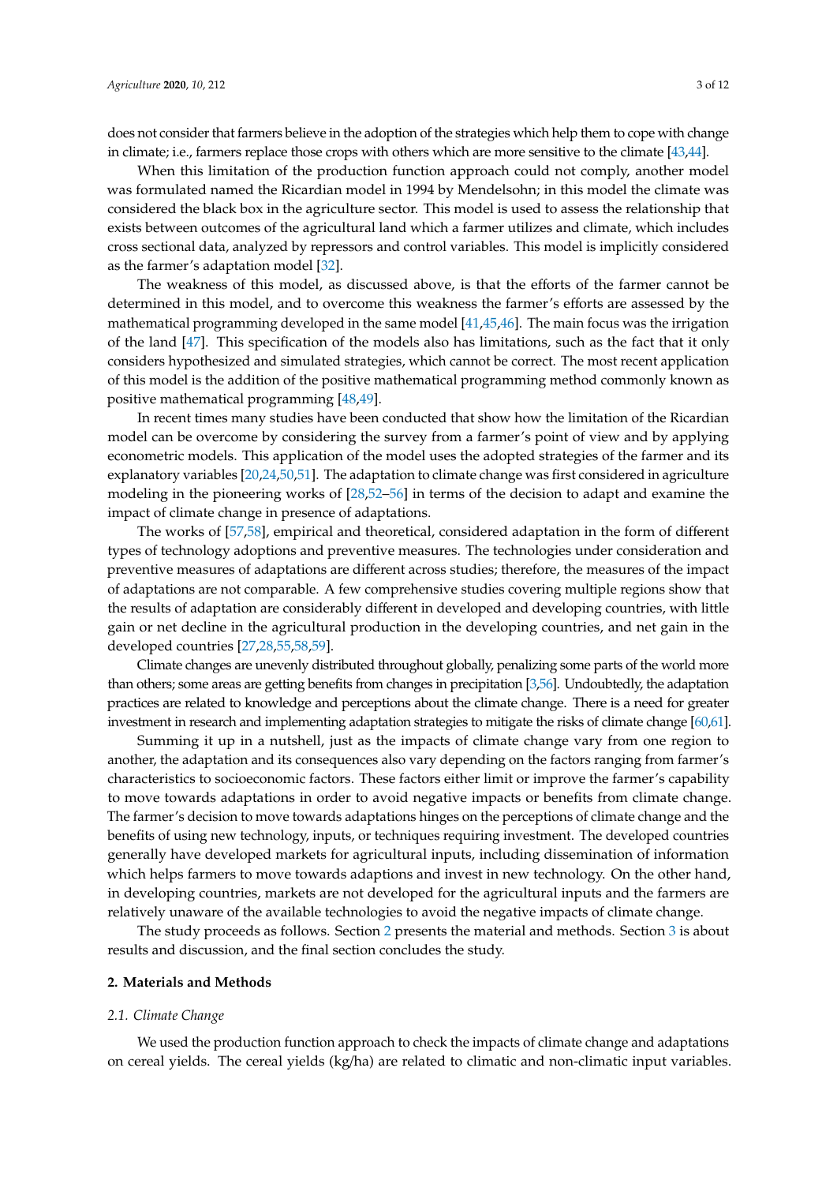does not consider that farmers believe in the adoption of the strategies which help them to cope with change in climate; i.e., farmers replace those crops with others which are more sensitive to the climate [43,44].

When this limitation of the production function approach could not comply, another model was formulated named the Ricardian model in 1994 by Mendelsohn; in this model the climate was considered the black box in the agriculture sector. This model is used to assess the relationship that exists between outcomes of the agricultural land which a farmer utilizes and climate, which includes cross sectional data, analyzed by repressors and control variables. This model is implicitly considered as the farmer's adaptation model [32].

The weakness of this model, as discussed above, is that the efforts of the farmer cannot be determined in this model, and to overcome this weakness the farmer's efforts are assessed by the mathematical programming developed in the same model [41,45,46]. The main focus was the irrigation of the land [47]. This specification of the models also has limitations, such as the fact that it only considers hypothesized and simulated strategies, which cannot be correct. The most recent application of this model is the addition of the positive mathematical programming method commonly known as positive mathematical programming [48,49].

In recent times many studies have been conducted that show how the limitation of the Ricardian model can be overcome by considering the survey from a farmer's point of view and by applying econometric models. This application of the model uses the adopted strategies of the farmer and its explanatory variables [20,24,50,51]. The adaptation to climate change was first considered in agriculture modeling in the pioneering works of [28,52–56] in terms of the decision to adapt and examine the impact of climate change in presence of adaptations.

The works of [57,58], empirical and theoretical, considered adaptation in the form of different types of technology adoptions and preventive measures. The technologies under consideration and preventive measures of adaptations are different across studies; therefore, the measures of the impact of adaptations are not comparable. A few comprehensive studies covering multiple regions show that the results of adaptation are considerably different in developed and developing countries, with little gain or net decline in the agricultural production in the developing countries, and net gain in the developed countries [27,28,55,58,59].

Climate changes are unevenly distributed throughout globally, penalizing some parts of the world more than others; some areas are getting benefits from changes in precipitation [3,56]. Undoubtedly, the adaptation practices are related to knowledge and perceptions about the climate change. There is a need for greater investment in research and implementing adaptation strategies to mitigate the risks of climate change [60,61].

Summing it up in a nutshell, just as the impacts of climate change vary from one region to another, the adaptation and its consequences also vary depending on the factors ranging from farmer's characteristics to socioeconomic factors. These factors either limit or improve the farmer's capability to move towards adaptations in order to avoid negative impacts or benefits from climate change. The farmer's decision to move towards adaptations hinges on the perceptions of climate change and the benefits of using new technology, inputs, or techniques requiring investment. The developed countries generally have developed markets for agricultural inputs, including dissemination of information which helps farmers to move towards adaptions and invest in new technology. On the other hand, in developing countries, markets are not developed for the agricultural inputs and the farmers are relatively unaware of the available technologies to avoid the negative impacts of climate change.

The study proceeds as follows. Section 2 presents the material and methods. Section 3 is about results and discussion, and the final section concludes the study.

## 2. Materials and Methods

### *2.1. Climate Change*

We used the production function approach to check the impacts of climate change and adaptations on cereal yields. The cereal yields (kg/ha) are related to climatic and non-climatic input variables.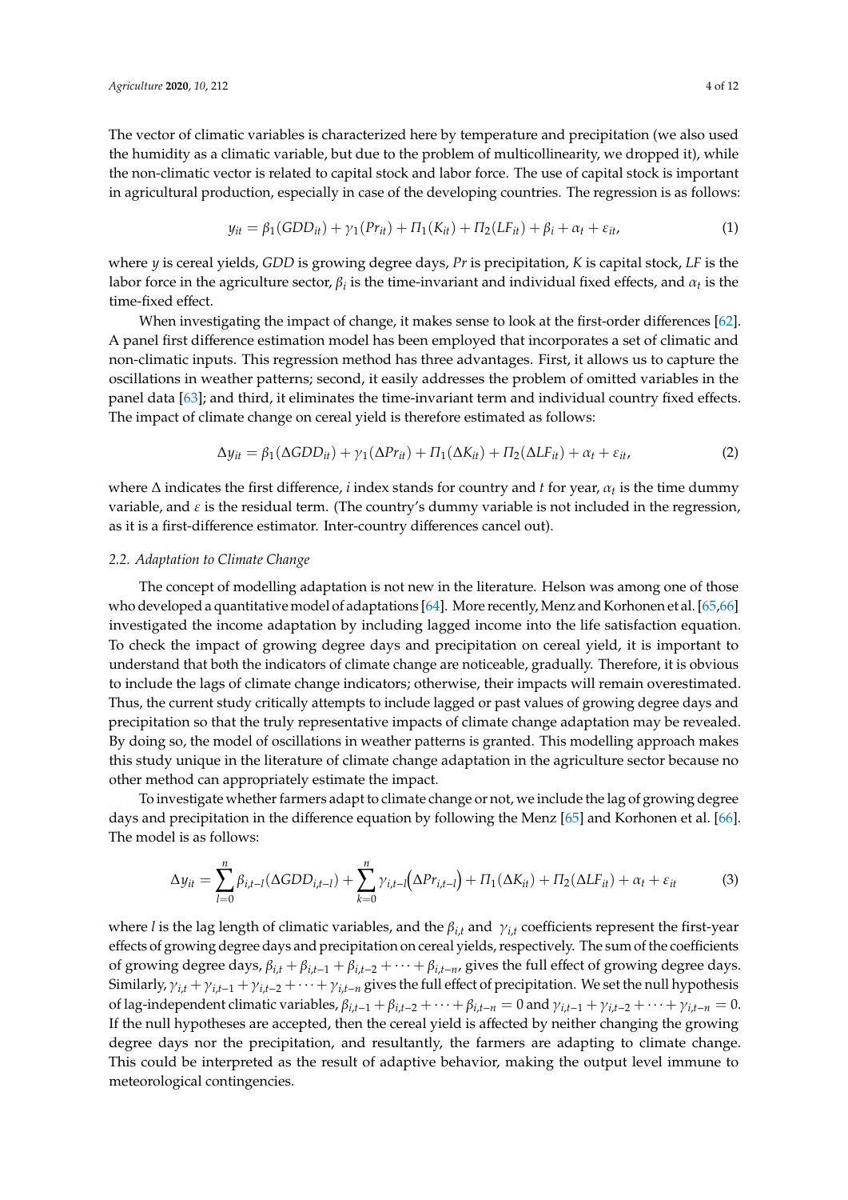The vector of climatic variables is characterized here by temperature and precipitation (we also used the humidity as a climatic variable, but due to the problem of multicollinearity, we dropped it), while the non-climatic vector is related to capital stock and labor force. The use of capital stock is important in agricultural production, especially in case of the developing countries. The regression is as follows:

$$y_{it} = \beta_1(GDD_{it}) + \gamma_1(Pr_{it}) + \Pi_1(K_{it}) + \Pi_2(LF_{it}) + \beta_i + \alpha_t + \varepsilon_{it}, \tag{1}$$

where $y$ is cereal yields, $GDD$ is growing degree days, $Pr$ is precipitation, $K$ is capital stock, $LF$ is the labor force in the agriculture sector, $\beta_i$ is the time-invariant and individual fixed effects, and $\alpha_t$ is the time-fixed effect.

When investigating the impact of change, it makes sense to look at the first-order differences [62]. A panel first difference estimation model has been employed that incorporates a set of climatic and non-climatic inputs. This regression method has three advantages. First, it allows us to capture the oscillations in weather patterns; second, it easily addresses the problem of omitted variables in the panel data [63]; and third, it eliminates the time-invariant term and individual country fixed effects. The impact of climate change on cereal yield is therefore estimated as follows:

$$\Delta y_{it} = \beta_1(\Delta GDD_{it}) + \gamma_1(\Delta Pr_{it}) + \Pi_1(\Delta K_{it}) + \Pi_2(\Delta LF_{it}) + \alpha_t + \varepsilon_{it}, \tag{2}$$

where $\Delta$ indicates the first difference, $i$ index stands for country and $t$ for year, $\alpha_t$ is the time dummy variable, and $\varepsilon$ is the residual term. (The country's dummy variable is not included in the regression, as it is a first-difference estimator. Inter-country differences cancel out).

### 2.2. Adaptation to Climate Change

The concept of modelling adaptation is not new in the literature. Helson was among one of those who developed a quantitative model of adaptations [64]. More recently, Menz and Korhonen et al. [65,66] investigated the income adaptation by including lagged income into the life satisfaction equation. To check the impact of growing degree days and precipitation on cereal yield, it is important to understand that both the indicators of climate change are noticeable, gradually. Therefore, it is obvious to include the lags of climate change indicators; otherwise, their impacts will remain overestimated. Thus, the current study critically attempts to include lagged or past values of growing degree days and precipitation so that the truly representative impacts of climate change adaptation may be revealed. By doing so, the model of oscillations in weather patterns is granted. This modelling approach makes this study unique in the literature of climate change adaptation in the agriculture sector because no other method can appropriately estimate the impact.

To investigate whether farmers adapt to climate change or not, we include the lag of growing degree days and precipitation in the difference equation by following the Menz [65] and Korhonen et al. [66]. The model is as follows:

$$\Delta y_{it} = \sum_{l=0}^{n} \beta_{i,t-l}(\Delta GDD_{i,t-l}) + \sum_{k=0}^{n} \gamma_{i,t-l}\left(\Delta Pr_{i,t-l}\right) + \Pi_1(\Delta K_{it}) + \Pi_2(\Delta LF_{it}) + \alpha_t + \varepsilon_{it} \tag{3}$$

where $l$ is the lag length of climatic variables, and the $\beta_{i,t}$ and $\gamma_{i,t}$ coefficients represent the first-year effects of growing degree days and precipitation on cereal yields, respectively. The sum of the coefficients of growing degree days, $\beta_{i,t} + \beta_{i,t-1} + \beta_{i,t-2} + \cdots + \beta_{i,t-n}$, gives the full effect of growing degree days. Similarly, $\gamma_{i,t} + \gamma_{i,t-1} + \gamma_{i,t-2} + \cdots + \gamma_{i,t-n}$ gives the full effect of precipitation. We set the null hypothesis of lag-independent climatic variables, $\beta_{i,t-1} + \beta_{i,t-2} + \cdots + \beta_{i,t-n} = 0$ and $\gamma_{i,t-1} + \gamma_{i,t-2} + \cdots + \gamma_{i,t-n} = 0$. If the null hypotheses are accepted, then the cereal yield is affected by neither changing the growing degree days nor the precipitation, and resultantly, the farmers are adapting to climate change. This could be interpreted as the result of adaptive behavior, making the output level immune to meteorological contingencies.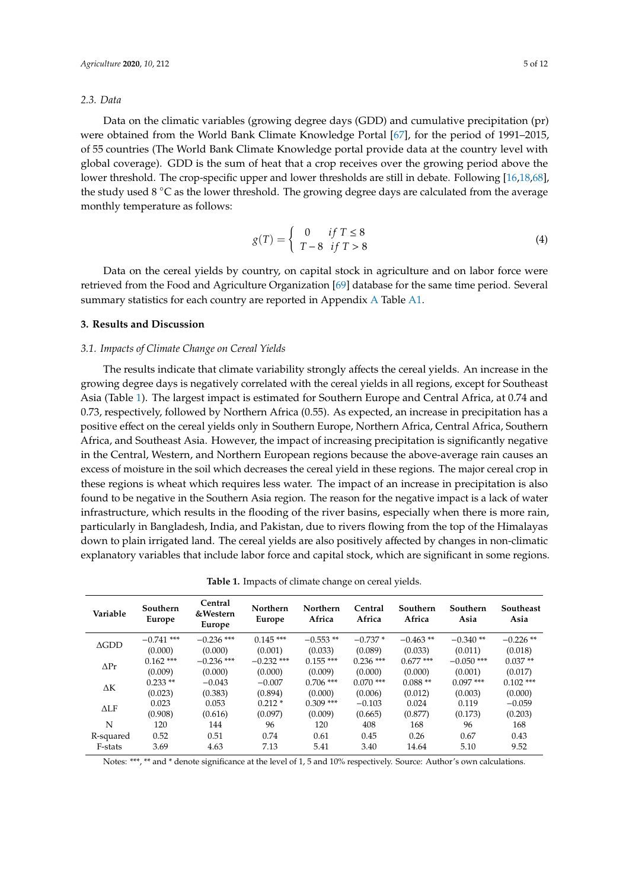### 2.3. Data

Data on the climatic variables (growing degree days (GDD) and cumulative precipitation (pr) were obtained from the World Bank Climate Knowledge Portal [67], for the period of 1991–2015, of 55 countries (The World Bank Climate Knowledge portal provide data at the country level with global coverage). GDD is the sum of heat that a crop receives over the growing period above the lower threshold. The crop-specific upper and lower thresholds are still in debate. Following [16,18,68], the study used 8 °C as the lower threshold. The growing degree days are calculated from the average monthly temperature as follows:

$$g(T) = \begin{cases} 0 & if\ T \leq 8 \\ T - 8 & if\ T > 8 \end{cases} \tag{4}$$

Data on the cereal yields by country, on capital stock in agriculture and on labor force were retrieved from the Food and Agriculture Organization [69] database for the same time period. Several summary statistics for each country are reported in Appendix A Table A1.

## 3. Results and Discussion

### 3.1. Impacts of Climate Change on Cereal Yields

The results indicate that climate variability strongly affects the cereal yields. An increase in the growing degree days is negatively correlated with the cereal yields in all regions, except for Southeast Asia (Table 1). The largest impact is estimated for Southern Europe and Central Africa, at 0.74 and 0.73, respectively, followed by Northern Africa (0.55). As expected, an increase in precipitation has a positive effect on the cereal yields only in Southern Europe, Northern Africa, Central Africa, Southern Africa, and Southeast Asia. However, the impact of increasing precipitation is significantly negative in the Central, Western, and Northern European regions because the above-average rain causes an excess of moisture in the soil which decreases the cereal yield in these regions. The major cereal crop in these regions is wheat which requires less water. The impact of an increase in precipitation is also found to be negative in the Southern Asia region. The reason for the negative impact is a lack of water infrastructure, which results in the flooding of the river basins, especially when there is more rain, particularly in Bangladesh, India, and Pakistan, due to rivers flowing from the top of the Himalayas down to plain irrigated land. The cereal yields are also positively affected by changes in non-climatic explanatory variables that include labor force and capital stock, which are significant in some regions.

**Table 1.** Impacts of climate change on cereal yields.

| Variable | Southern Europe | Central &Western Europe | Northern Europe | Northern Africa | Central Africa | Southern Africa | Southern Asia | Southeast Asia |
|---|---|---|---|---|---|---|---|---|
| ΔGDD | −0.741 *** | −0.236 *** | 0.145 *** | −0.553 ** | −0.737 * | −0.463 ** | −0.340 ** | −0.226 ** |
| | (0.000) | (0.000) | (0.001) | (0.033) | (0.089) | (0.033) | (0.011) | (0.018) |
| ΔPr | 0.162 *** | −0.236 *** | −0.232 *** | 0.155 *** | 0.236 *** | 0.677 *** | −0.050 *** | 0.037 ** |
| | (0.009) | (0.000) | (0.000) | (0.009) | (0.000) | (0.000) | (0.001) | (0.017) |
| ΔK | 0.233 ** | −0.043 | −0.007 | 0.706 *** | 0.070 *** | 0.088 ** | 0.097 *** | 0.102 *** |
| | (0.023) | (0.383) | (0.894) | (0.000) | (0.006) | (0.012) | (0.003) | (0.000) |
| ΔLF | 0.023 | 0.053 | 0.212 * | 0.309 *** | −0.103 | 0.024 | 0.119 | −0.059 |
| | (0.908) | (0.616) | (0.097) | (0.009) | (0.665) | (0.877) | (0.173) | (0.203) |
| N | 120 | 144 | 96 | 120 | 408 | 168 | 96 | 168 |
| R-squared | 0.52 | 0.51 | 0.74 | 0.61 | 0.45 | 0.26 | 0.67 | 0.43 |
| F-stats | 3.69 | 4.63 | 7.13 | 5.41 | 3.40 | 14.64 | 5.10 | 9.52 |

Notes: ***, ** and * denote significance at the level of 1, 5 and 10% respectively. Source: Author's own calculations.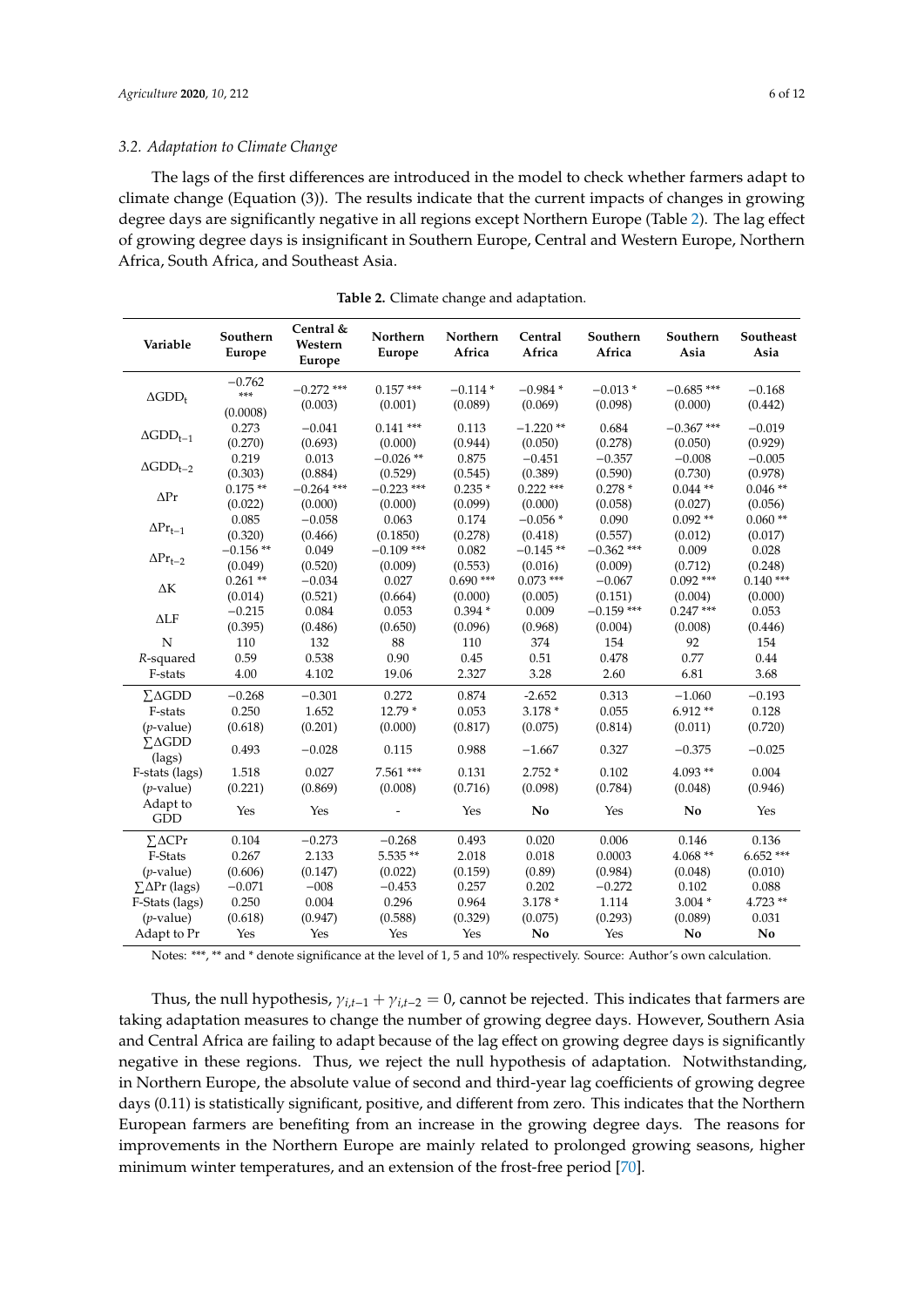### 3.2. Adaptation to Climate Change

The lags of the first differences are introduced in the model to check whether farmers adapt to climate change (Equation (3)). The results indicate that the current impacts of changes in growing degree days are significantly negative in all regions except Northern Europe (Table 2). The lag effect of growing degree days is insignificant in Southern Europe, Central and Western Europe, Northern Africa, South Africa, and Southeast Asia.

**Table 2.** Climate change and adaptation.

| Variable | Southern Europe | Central & Western Europe | Northern Europe | Northern Africa | Central Africa | Southern Africa | Southern Asia | Southeast Asia |
|---|---|---|---|---|---|---|---|---|
| $\Delta GDD_t$ | −0.762 *** | −0.272 *** | 0.157 *** | −0.114 * | −0.984 * | −0.013 * | −0.685 *** | −0.168 |
| | (0.0008) | (0.003) | (0.001) | (0.089) | (0.069) | (0.098) | (0.000) | (0.442) |
| $\Delta GDD_{t-1}$ | 0.273 | −0.041 | 0.141 *** | 0.113 | −1.220 ** | 0.684 | −0.367 *** | −0.019 |
| | (0.270) | (0.693) | (0.000) | (0.944) | (0.050) | (0.278) | (0.050) | (0.929) |
| $\Delta GDD_{t-2}$ | 0.219 | 0.013 | −0.026 ** | 0.875 | −0.451 | −0.357 | −0.008 | −0.005 |
| | (0.303) | (0.884) | (0.529) | (0.545) | (0.389) | (0.590) | (0.730) | (0.978) |
| $\Delta Pr$ | 0.175 ** | −0.264 *** | −0.223 *** | 0.235 * | 0.222 *** | 0.278 * | 0.044 ** | 0.046 ** |
| | (0.022) | (0.000) | (0.000) | (0.099) | (0.000) | (0.058) | (0.027) | (0.056) |
| $\Delta Pr_{t-1}$ | 0.085 | −0.058 | 0.063 | 0.174 | −0.056 * | 0.090 | 0.092 ** | 0.060 ** |
| | (0.320) | (0.466) | (0.1850) | (0.278) | (0.418) | (0.557) | (0.012) | (0.017) |
| $\Delta Pr_{t-2}$ | −0.156 ** | 0.049 | −0.109 *** | 0.082 | −0.145 ** | −0.362 *** | 0.009 | 0.028 |
| | (0.049) | (0.520) | (0.009) | (0.553) | (0.016) | (0.009) | (0.712) | (0.248) |
| $\Delta K$ | 0.261 ** | −0.034 | 0.027 | 0.690 *** | 0.073 *** | −0.067 | 0.092 *** | 0.140 *** |
| | (0.014) | (0.521) | (0.664) | (0.000) | (0.005) | (0.151) | (0.004) | (0.000) |
| $\Delta LF$ | −0.215 | 0.084 | 0.053 | 0.394 * | 0.009 | −0.159 *** | 0.247 *** | 0.053 |
| | (0.395) | (0.486) | (0.650) | (0.096) | (0.968) | (0.004) | (0.008) | (0.446) |
| N | 110 | 132 | 88 | 110 | 374 | 154 | 92 | 154 |
| *R*-squared | 0.59 | 0.538 | 0.90 | 0.45 | 0.51 | 0.478 | 0.77 | 0.44 |
| F-stats | 4.00 | 4.102 | 19.06 | 2.327 | 3.28 | 2.60 | 6.81 | 3.68 |
| $\sum \Delta GDD$ | −0.268 | −0.301 | 0.272 | 0.874 | -2.652 | 0.313 | −1.060 | −0.193 |
| F-stats | 0.250 | 1.652 | 12.79 * | 0.053 | 3.178 * | 0.055 | 6.912 ** | 0.128 |
| (*p*-value) | (0.618) | (0.201) | (0.000) | (0.817) | (0.075) | (0.814) | (0.011) | (0.720) |
| $\sum \Delta GDD$ (lags) | 0.493 | −0.028 | 0.115 | 0.988 | −1.667 | 0.327 | −0.375 | −0.025 |
| F-stats (lags) | 1.518 | 0.027 | 7.561 *** | 0.131 | 2.752 * | 0.102 | 4.093 ** | 0.004 |
| (*p*-value) | (0.221) | (0.869) | (0.008) | (0.716) | (0.098) | (0.784) | (0.048) | (0.946) |
| Adapt to GDD | Yes | Yes | - | Yes | **No** | Yes | **No** | Yes |
| $\sum \Delta CPr$ | 0.104 | −0.273 | −0.268 | 0.493 | 0.020 | 0.006 | 0.146 | 0.136 |
| F-Stats | 0.267 | 2.133 | 5.535 ** | 2.018 | 0.018 | 0.0003 | 4.068 ** | 6.652 *** |
| (*p*-value) | (0.606) | (0.147) | (0.022) | (0.159) | (0.89) | (0.984) | (0.048) | (0.010) |
| $\sum \Delta Pr$ (lags) | −0.071 | −008 | −0.453 | 0.257 | 0.202 | −0.272 | 0.102 | 0.088 |
| F-Stats (lags) | 0.250 | 0.004 | 0.296 | 0.964 | 3.178 * | 1.114 | 3.004 * | 4.723 ** |
| (*p*-value) | (0.618) | (0.947) | (0.588) | (0.329) | (0.075) | (0.293) | (0.089) | 0.031 |
| Adapt to Pr | Yes | Yes | Yes | Yes | **No** | Yes | **No** | **No** |

Notes: ***, ** and * denote significance at the level of 1, 5 and 10% respectively. Source: Author's own calculation.

Thus, the null hypothesis, $\gamma_{i,t-1} + \gamma_{i,t-2} = 0$, cannot be rejected. This indicates that farmers are taking adaptation measures to change the number of growing degree days. However, Southern Asia and Central Africa are failing to adapt because of the lag effect on growing degree days is significantly negative in these regions. Thus, we reject the null hypothesis of adaptation. Notwithstanding, in Northern Europe, the absolute value of second and third-year lag coefficients of growing degree days (0.11) is statistically significant, positive, and different from zero. This indicates that the Northern European farmers are benefiting from an increase in the growing degree days. The reasons for improvements in the Northern Europe are mainly related to prolonged growing seasons, higher minimum winter temperatures, and an extension of the frost-free period [70].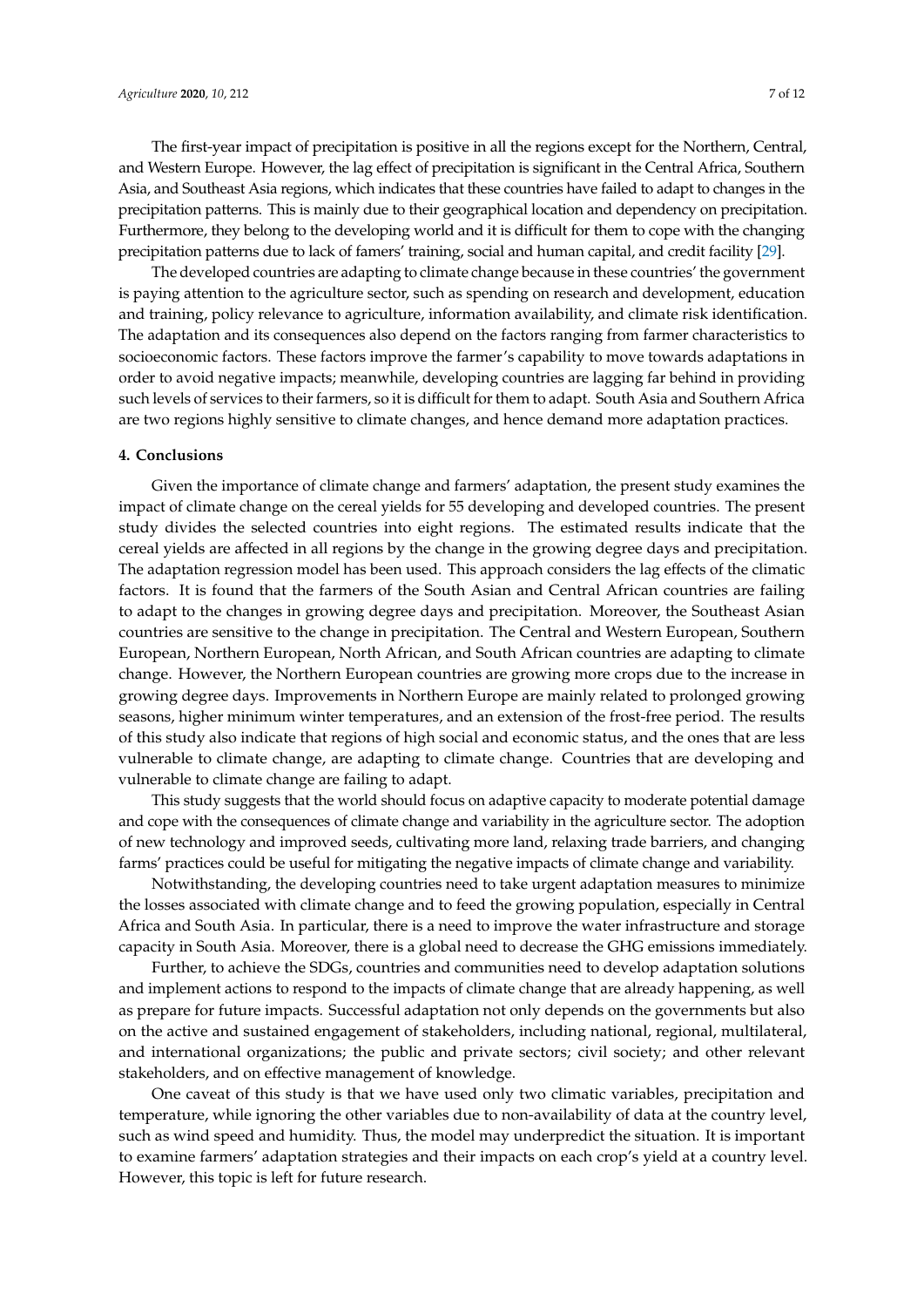The first-year impact of precipitation is positive in all the regions except for the Northern, Central, and Western Europe. However, the lag effect of precipitation is significant in the Central Africa, Southern Asia, and Southeast Asia regions, which indicates that these countries have failed to adapt to changes in the precipitation patterns. This is mainly due to their geographical location and dependency on precipitation. Furthermore, they belong to the developing world and it is difficult for them to cope with the changing precipitation patterns due to lack of famers' training, social and human capital, and credit facility [29].

The developed countries are adapting to climate change because in these countries' the government is paying attention to the agriculture sector, such as spending on research and development, education and training, policy relevance to agriculture, information availability, and climate risk identification. The adaptation and its consequences also depend on the factors ranging from farmer characteristics to socioeconomic factors. These factors improve the farmer's capability to move towards adaptations in order to avoid negative impacts; meanwhile, developing countries are lagging far behind in providing such levels of services to their farmers, so it is difficult for them to adapt. South Asia and Southern Africa are two regions highly sensitive to climate changes, and hence demand more adaptation practices.

## 4. Conclusions

Given the importance of climate change and farmers' adaptation, the present study examines the impact of climate change on the cereal yields for 55 developing and developed countries. The present study divides the selected countries into eight regions. The estimated results indicate that the cereal yields are affected in all regions by the change in the growing degree days and precipitation. The adaptation regression model has been used. This approach considers the lag effects of the climatic factors. It is found that the farmers of the South Asian and Central African countries are failing to adapt to the changes in growing degree days and precipitation. Moreover, the Southeast Asian countries are sensitive to the change in precipitation. The Central and Western European, Southern European, Northern European, North African, and South African countries are adapting to climate change. However, the Northern European countries are growing more crops due to the increase in growing degree days. Improvements in Northern Europe are mainly related to prolonged growing seasons, higher minimum winter temperatures, and an extension of the frost-free period. The results of this study also indicate that regions of high social and economic status, and the ones that are less vulnerable to climate change, are adapting to climate change. Countries that are developing and vulnerable to climate change are failing to adapt.

This study suggests that the world should focus on adaptive capacity to moderate potential damage and cope with the consequences of climate change and variability in the agriculture sector. The adoption of new technology and improved seeds, cultivating more land, relaxing trade barriers, and changing farms' practices could be useful for mitigating the negative impacts of climate change and variability.

Notwithstanding, the developing countries need to take urgent adaptation measures to minimize the losses associated with climate change and to feed the growing population, especially in Central Africa and South Asia. In particular, there is a need to improve the water infrastructure and storage capacity in South Asia. Moreover, there is a global need to decrease the GHG emissions immediately.

Further, to achieve the SDGs, countries and communities need to develop adaptation solutions and implement actions to respond to the impacts of climate change that are already happening, as well as prepare for future impacts. Successful adaptation not only depends on the governments but also on the active and sustained engagement of stakeholders, including national, regional, multilateral, and international organizations; the public and private sectors; civil society; and other relevant stakeholders, and on effective management of knowledge.

One caveat of this study is that we have used only two climatic variables, precipitation and temperature, while ignoring the other variables due to non-availability of data at the country level, such as wind speed and humidity. Thus, the model may underpredict the situation. It is important to examine farmers' adaptation strategies and their impacts on each crop's yield at a country level. However, this topic is left for future research.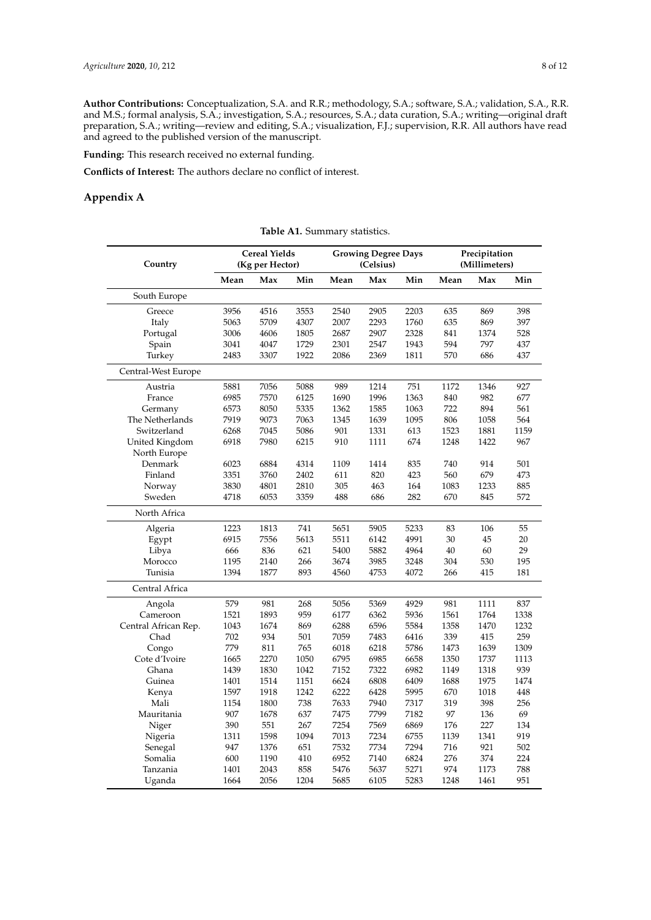**Author Contributions:** Conceptualization, S.A. and R.R.; methodology, S.A.; software, S.A.; validation, S.A., R.R. and M.S.; formal analysis, S.A.; investigation, S.A.; resources, S.A.; data curation, S.A.; writing—original draft preparation, S.A.; writing—review and editing, S.A.; visualization, F.J.; supervision, R.R. All authors have read and agreed to the published version of the manuscript.

**Funding:** This research received no external funding.

**Conflicts of Interest:** The authors declare no conflict of interest.

## Appendix A

**Table A1.** Summary statistics.

| Country | Cereal Yields (Kg per Hector) | | | Growing Degree Days (Celsius) | | | Precipitation (Millimeters) | | |
|---|---|---|---|---|---|---|---|---|---|
| | Mean | Max | Min | Mean | Max | Min | Mean | Max | Min |
| South Europe | | | | | | | | | |
| Greece | 3956 | 4516 | 3553 | 2540 | 2905 | 2203 | 635 | 869 | 398 |
| Italy | 5063 | 5709 | 4307 | 2007 | 2293 | 1760 | 635 | 869 | 397 |
| Portugal | 3006 | 4606 | 1805 | 2687 | 2907 | 2328 | 841 | 1374 | 528 |
| Spain | 3041 | 4047 | 1729 | 2301 | 2547 | 1943 | 594 | 797 | 437 |
| Turkey | 2483 | 3307 | 1922 | 2086 | 2369 | 1811 | 570 | 686 | 437 |
| Central-West Europe | | | | | | | | | |
| Austria | 5881 | 7056 | 5088 | 989 | 1214 | 751 | 1172 | 1346 | 927 |
| France | 6985 | 7570 | 6125 | 1690 | 1996 | 1363 | 840 | 982 | 677 |
| Germany | 6573 | 8050 | 5335 | 1362 | 1585 | 1063 | 722 | 894 | 561 |
| The Netherlands | 7919 | 9073 | 7063 | 1345 | 1639 | 1095 | 806 | 1058 | 564 |
| Switzerland | 6268 | 7045 | 5086 | 901 | 1331 | 613 | 1523 | 1881 | 1159 |
| United Kingdom | 6918 | 7980 | 6215 | 910 | 1111 | 674 | 1248 | 1422 | 967 |
| North Europe | | | | | | | | | |
| Denmark | 6023 | 6884 | 4314 | 1109 | 1414 | 835 | 740 | 914 | 501 |
| Finland | 3351 | 3760 | 2402 | 611 | 820 | 423 | 560 | 679 | 473 |
| Norway | 3830 | 4801 | 2810 | 305 | 463 | 164 | 1083 | 1233 | 885 |
| Sweden | 4718 | 6053 | 3359 | 488 | 686 | 282 | 670 | 845 | 572 |
| North Africa | | | | | | | | | |
| Algeria | 1223 | 1813 | 741 | 5651 | 5905 | 5233 | 83 | 106 | 55 |
| Egypt | 6915 | 7556 | 5613 | 5511 | 6142 | 4991 | 30 | 45 | 20 |
| Libya | 666 | 836 | 621 | 5400 | 5882 | 4964 | 40 | 60 | 29 |
| Morocco | 1195 | 2140 | 266 | 3674 | 3985 | 3248 | 304 | 530 | 195 |
| Tunisia | 1394 | 1877 | 893 | 4560 | 4753 | 4072 | 266 | 415 | 181 |
| Central Africa | | | | | | | | | |
| Angola | 579 | 981 | 268 | 5056 | 5369 | 4929 | 981 | 1111 | 837 |
| Cameroon | 1521 | 1893 | 959 | 6177 | 6362 | 5936 | 1561 | 1764 | 1338 |
| Central African Rep. | 1043 | 1674 | 869 | 6288 | 6596 | 5584 | 1358 | 1470 | 1232 |
| Chad | 702 | 934 | 501 | 7059 | 7483 | 6416 | 339 | 415 | 259 |
| Congo | 779 | 811 | 765 | 6018 | 6218 | 5786 | 1473 | 1639 | 1309 |
| Cote d'Ivoire | 1665 | 2270 | 1050 | 6795 | 6985 | 6658 | 1350 | 1737 | 1113 |
| Ghana | 1439 | 1830 | 1042 | 7152 | 7322 | 6982 | 1149 | 1318 | 939 |
| Guinea | 1401 | 1514 | 1151 | 6624 | 6808 | 6409 | 1688 | 1975 | 1474 |
| Kenya | 1597 | 1918 | 1242 | 6222 | 6428 | 5995 | 670 | 1018 | 448 |
| Mali | 1154 | 1800 | 738 | 7633 | 7940 | 7317 | 319 | 398 | 256 |
| Mauritania | 907 | 1678 | 637 | 7475 | 7799 | 7182 | 97 | 136 | 69 |
| Niger | 390 | 551 | 267 | 7254 | 7569 | 6869 | 176 | 227 | 134 |
| Nigeria | 1311 | 1598 | 1094 | 7013 | 7234 | 6755 | 1139 | 1341 | 919 |
| Senegal | 947 | 1376 | 651 | 7532 | 7734 | 7294 | 716 | 921 | 502 |
| Somalia | 600 | 1190 | 410 | 6952 | 7140 | 6824 | 276 | 374 | 224 |
| Tanzania | 1401 | 2043 | 858 | 5476 | 5637 | 5271 | 974 | 1173 | 788 |
| Uganda | 1664 | 2056 | 1204 | 5685 | 6105 | 5283 | 1248 | 1461 | 951 |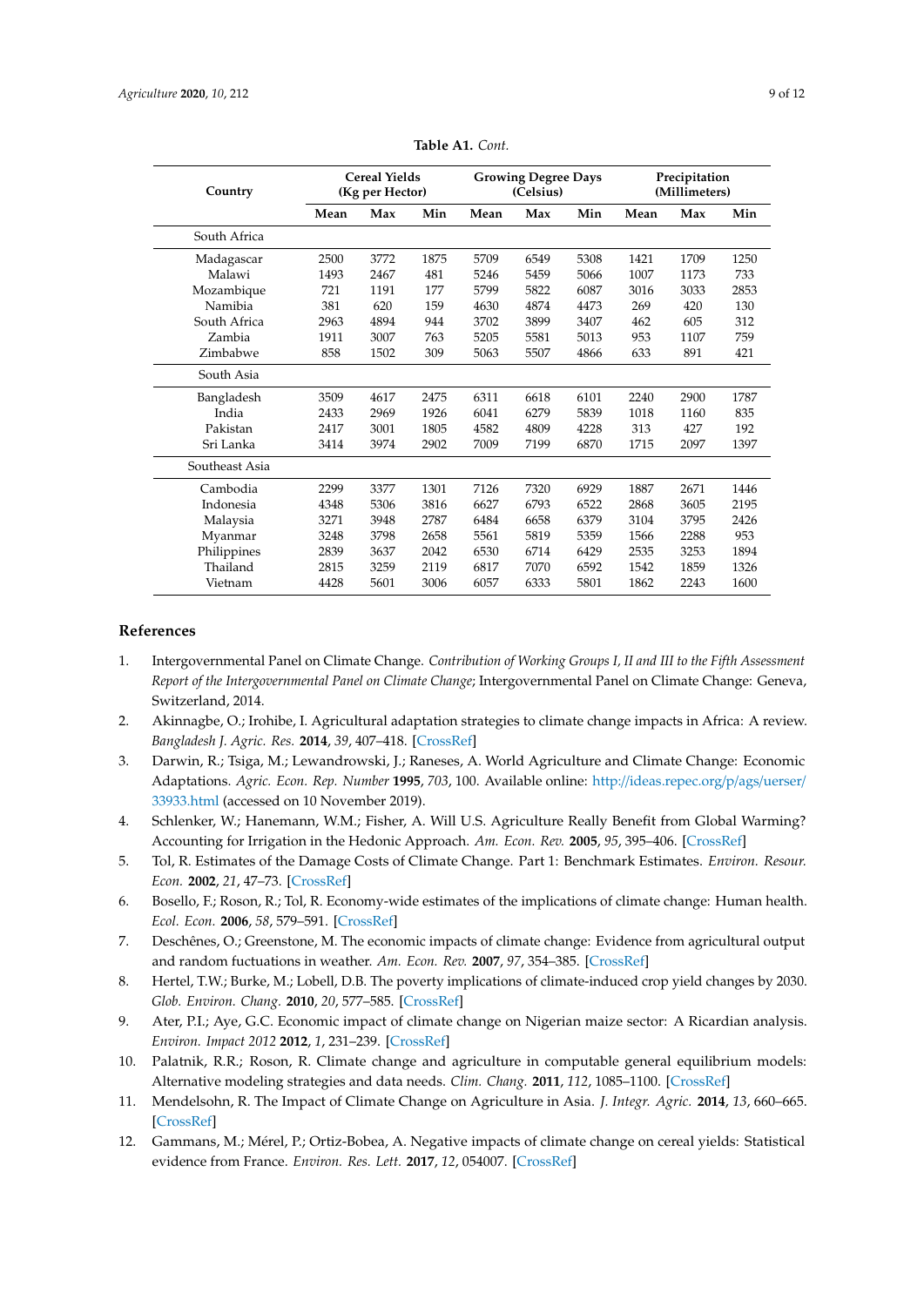**Table A1.** *Cont.*

| Country | Cereal Yields (Kg per Hector) | | | Growing Degree Days (Celsius) | | | Precipitation (Millimeters) | | |
|---|---|---|---|---|---|---|---|---|---|
| | Mean | Max | Min | Mean | Max | Min | Mean | Max | Min |
| South Africa | | | | | | | | | |
| Madagascar | 2500 | 3772 | 1875 | 5709 | 6549 | 5308 | 1421 | 1709 | 1250 |
| Malawi | 1493 | 2467 | 481 | 5246 | 5459 | 5066 | 1007 | 1173 | 733 |
| Mozambique | 721 | 1191 | 177 | 5799 | 5822 | 6087 | 3016 | 3033 | 2853 |
| Namibia | 381 | 620 | 159 | 4630 | 4874 | 4473 | 269 | 420 | 130 |
| South Africa | 2963 | 4894 | 944 | 3702 | 3899 | 3407 | 462 | 605 | 312 |
| Zambia | 1911 | 3007 | 763 | 5205 | 5581 | 5013 | 953 | 1107 | 759 |
| Zimbabwe | 858 | 1502 | 309 | 5063 | 5507 | 4866 | 633 | 891 | 421 |
| South Asia | | | | | | | | | |
| Bangladesh | 3509 | 4617 | 2475 | 6311 | 6618 | 6101 | 2240 | 2900 | 1787 |
| India | 2433 | 2969 | 1926 | 6041 | 6279 | 5839 | 1018 | 1160 | 835 |
| Pakistan | 2417 | 3001 | 1805 | 4582 | 4809 | 4228 | 313 | 427 | 192 |
| Sri Lanka | 3414 | 3974 | 2902 | 7009 | 7199 | 6870 | 1715 | 2097 | 1397 |
| Southeast Asia | | | | | | | | | |
| Cambodia | 2299 | 3377 | 1301 | 7126 | 7320 | 6929 | 1887 | 2671 | 1446 |
| Indonesia | 4348 | 5306 | 3816 | 6627 | 6793 | 6522 | 2868 | 3605 | 2195 |
| Malaysia | 3271 | 3948 | 2787 | 6484 | 6658 | 6379 | 3104 | 3795 | 2426 |
| Myanmar | 3248 | 3798 | 2658 | 5561 | 5819 | 5359 | 1566 | 2288 | 953 |
| Philippines | 2839 | 3637 | 2042 | 6530 | 6714 | 6429 | 2535 | 3253 | 1894 |
| Thailand | 2815 | 3259 | 2119 | 6817 | 7070 | 6592 | 1542 | 1859 | 1326 |
| Vietnam | 4428 | 5601 | 3006 | 6057 | 6333 | 5801 | 1862 | 2243 | 1600 |

## References

1. Intergovernmental Panel on Climate Change. *Contribution of Working Groups I, II and III to the Fifth Assessment Report of the Intergovernmental Panel on Climate Change*; Intergovernmental Panel on Climate Change: Geneva, Switzerland, 2014.
2. Akinnagbe, O.; Irohibe, I. Agricultural adaptation strategies to climate change impacts in Africa: A review. *Bangladesh J. Agric. Res.* **2014**, *39*, 407–418. [CrossRef]
3. Darwin, R.; Tsiga, M.; Lewandrowski, J.; Raneses, A. World Agriculture and Climate Change: Economic Adaptations. *Agric. Econ. Rep. Number* **1995**, *703*, 100. Available online: http://ideas.repec.org/p/ags/uerser/33933.html (accessed on 10 November 2019).
4. Schlenker, W.; Hanemann, W.M.; Fisher, A. Will U.S. Agriculture Really Benefit from Global Warming? Accounting for Irrigation in the Hedonic Approach. *Am. Econ. Rev.* **2005**, *95*, 395–406. [CrossRef]
5. Tol, R. Estimates of the Damage Costs of Climate Change. Part 1: Benchmark Estimates. *Environ. Resour. Econ.* **2002**, *21*, 47–73. [CrossRef]
6. Bosello, F.; Roson, R.; Tol, R. Economy-wide estimates of the implications of climate change: Human health. *Ecol. Econ.* **2006**, *58*, 579–591. [CrossRef]
7. Deschênes, O.; Greenstone, M. The economic impacts of climate change: Evidence from agricultural output and random fluctuations in weather. *Am. Econ. Rev.* **2007**, *97*, 354–385. [CrossRef]
8. Hertel, T.W.; Burke, M.; Lobell, D.B. The poverty implications of climate-induced crop yield changes by 2030. *Glob. Environ. Chang.* **2010**, *20*, 577–585. [CrossRef]
9. Ater, P.I.; Aye, G.C. Economic impact of climate change on Nigerian maize sector: A Ricardian analysis. *Environ. Impact 2012* **2012**, *1*, 231–239. [CrossRef]
10. Palatnik, R.R.; Roson, R. Climate change and agriculture in computable general equilibrium models: Alternative modeling strategies and data needs. *Clim. Chang.* **2011**, *112*, 1085–1100. [CrossRef]
11. Mendelsohn, R. The Impact of Climate Change on Agriculture in Asia. *J. Integr. Agric.* **2014**, *13*, 660–665. [CrossRef]
12. Gammans, M.; Mérel, P.; Ortiz-Bobea, A. Negative impacts of climate change on cereal yields: Statistical evidence from France. *Environ. Res. Lett.* **2017**, *12*, 054007. [CrossRef]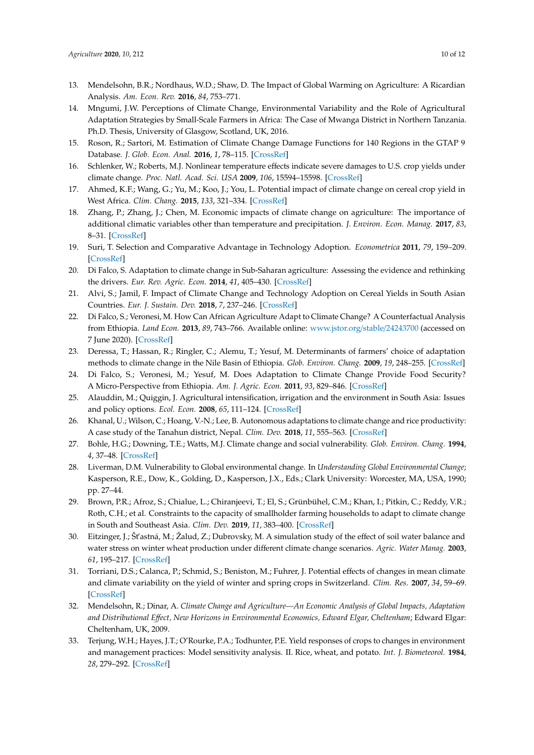13. Mendelsohn, B.R.; Nordhaus, W.D.; Shaw, D. The Impact of Global Warming on Agriculture: A Ricardian Analysis. *Am. Econ. Rev.* **2016**, *84*, 753–771.
14. Mngumi, J.W. Perceptions of Climate Change, Environmental Variability and the Role of Agricultural Adaptation Strategies by Small-Scale Farmers in Africa: The Case of Mwanga District in Northern Tanzania. Ph.D. Thesis, University of Glasgow, Scotland, UK, 2016.
15. Roson, R.; Sartori, M. Estimation of Climate Change Damage Functions for 140 Regions in the GTAP 9 Database. *J. Glob. Econ. Anal.* **2016**, *1*, 78–115. [CrossRef]
16. Schlenker, W.; Roberts, M.J. Nonlinear temperature effects indicate severe damages to U.S. crop yields under climate change. *Proc. Natl. Acad. Sci. USA* **2009**, *106*, 15594–15598. [CrossRef]
17. Ahmed, K.F.; Wang, G.; Yu, M.; Koo, J.; You, L. Potential impact of climate change on cereal crop yield in West Africa. *Clim. Chang.* **2015**, *133*, 321–334. [CrossRef]
18. Zhang, P.; Zhang, J.; Chen, M. Economic impacts of climate change on agriculture: The importance of additional climatic variables other than temperature and precipitation. *J. Environ. Econ. Manag.* **2017**, *83*, 8–31. [CrossRef]
19. Suri, T. Selection and Comparative Advantage in Technology Adoption. *Econometrica* **2011**, *79*, 159–209. [CrossRef]
20. Di Falco, S. Adaptation to climate change in Sub-Saharan agriculture: Assessing the evidence and rethinking the drivers. *Eur. Rev. Agric. Econ.* **2014**, *41*, 405–430. [CrossRef]
21. Alvi, S.; Jamil, F. Impact of Climate Change and Technology Adoption on Cereal Yields in South Asian Countries. *Eur. J. Sustain. Dev.* **2018**, *7*, 237–246. [CrossRef]
22. Di Falco, S.; Veronesi, M. How Can African Agriculture Adapt to Climate Change? A Counterfactual Analysis from Ethiopia. *Land Econ.* **2013**, *89*, 743–766. Available online: www.jstor.org/stable/24243700 (accessed on 7 June 2020). [CrossRef]
23. Deressa, T.; Hassan, R.; Ringler, C.; Alemu, T.; Yesuf, M. Determinants of farmers' choice of adaptation methods to climate change in the Nile Basin of Ethiopia. *Glob. Environ. Chang.* **2009**, *19*, 248–255. [CrossRef]
24. Di Falco, S.; Veronesi, M.; Yesuf, M. Does Adaptation to Climate Change Provide Food Security? A Micro-Perspective from Ethiopia. *Am. J. Agric. Econ.* **2011**, *93*, 829–846. [CrossRef]
25. Alauddin, M.; Quiggin, J. Agricultural intensification, irrigation and the environment in South Asia: Issues and policy options. *Ecol. Econ.* **2008**, *65*, 111–124. [CrossRef]
26. Khanal, U.; Wilson, C.; Hoang, V.-N.; Lee, B. Autonomous adaptations to climate change and rice productivity: A case study of the Tanahun district, Nepal. *Clim. Dev.* **2018**, *11*, 555–563. [CrossRef]
27. Bohle, H.G.; Downing, T.E.; Watts, M.J. Climate change and social vulnerability. *Glob. Environ. Chang.* **1994**, *4*, 37–48. [CrossRef]
28. Liverman, D.M. Vulnerability to Global environmental change. In *Understanding Global Environmental Change*; Kasperson, R.E., Dow, K., Golding, D., Kasperson, J.X., Eds.; Clark University: Worcester, MA, USA, 1990; pp. 27–44.
29. Brown, P.R.; Afroz, S.; Chialue, L.; Chiranjeevi, T.; El, S.; Grünbühel, C.M.; Khan, I.; Pitkin, C.; Reddy, V.R.; Roth, C.H.; et al. Constraints to the capacity of smallholder farming households to adapt to climate change in South and Southeast Asia. *Clim. Dev.* **2019**, *11*, 383–400. [CrossRef]
30. Eitzinger, J.; Šťastná, M.; Žalud, Z.; Dubrovsky, M. A simulation study of the effect of soil water balance and water stress on winter wheat production under different climate change scenarios. *Agric. Water Manag.* **2003**, *61*, 195–217. [CrossRef]
31. Torriani, D.S.; Calanca, P.; Schmid, S.; Beniston, M.; Fuhrer, J. Potential effects of changes in mean climate and climate variability on the yield of winter and spring crops in Switzerland. *Clim. Res.* **2007**, *34*, 59–69. [CrossRef]
32. Mendelsohn, R.; Dinar, A. *Climate Change and Agriculture—An Economic Analysis of Global Impacts, Adaptation and Distributional Effect, New Horizons in Environmental Economics, Edward Elgar, Cheltenham*; Edward Elgar: Cheltenham, UK, 2009.
33. Terjung, W.H.; Hayes, J.T.; O'Rourke, P.A.; Todhunter, P.E. Yield responses of crops to changes in environment and management practices: Model sensitivity analysis. II. Rice, wheat, and potato. *Int. J. Biometeorol.* **1984**, *28*, 279–292. [CrossRef]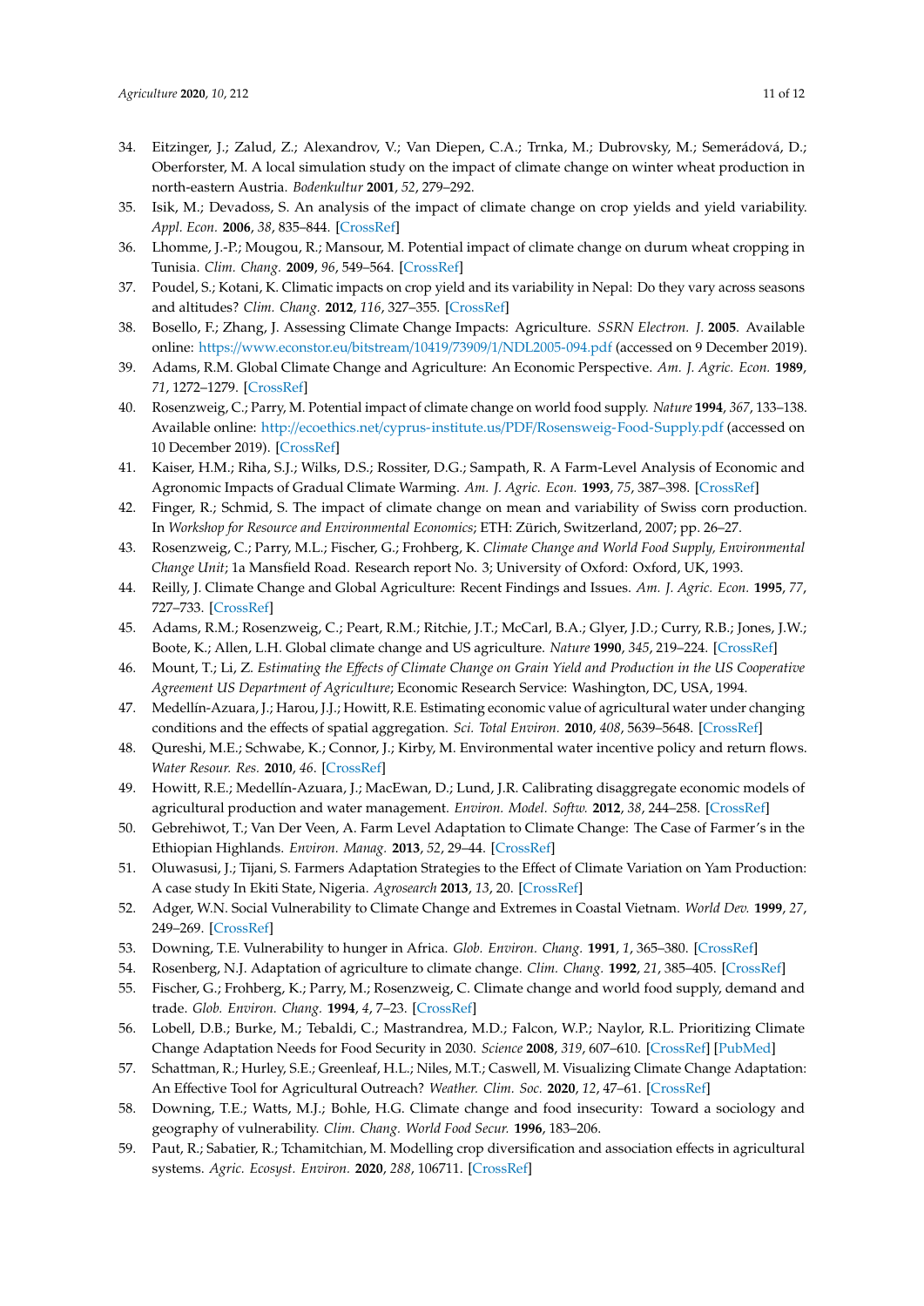34. Eitzinger, J.; Zalud, Z.; Alexandrov, V.; Van Diepen, C.A.; Trnka, M.; Dubrovsky, M.; Semerádová, D.; Oberforster, M. A local simulation study on the impact of climate change on winter wheat production in north-eastern Austria. *Bodenkultur* **2001**, *52*, 279–292.
35. Isik, M.; Devadoss, S. An analysis of the impact of climate change on crop yields and yield variability. *Appl. Econ.* **2006**, *38*, 835–844. [CrossRef]
36. Lhomme, J.-P.; Mougou, R.; Mansour, M. Potential impact of climate change on durum wheat cropping in Tunisia. *Clim. Chang.* **2009**, *96*, 549–564. [CrossRef]
37. Poudel, S.; Kotani, K. Climatic impacts on crop yield and its variability in Nepal: Do they vary across seasons and altitudes? *Clim. Chang.* **2012**, *116*, 327–355. [CrossRef]
38. Bosello, F.; Zhang, J. Assessing Climate Change Impacts: Agriculture. *SSRN Electron. J.* **2005**. Available online: https://www.econstor.eu/bitstream/10419/73909/1/NDL2005-094.pdf (accessed on 9 December 2019).
39. Adams, R.M. Global Climate Change and Agriculture: An Economic Perspective. *Am. J. Agric. Econ.* **1989**, *71*, 1272–1279. [CrossRef]
40. Rosenzweig, C.; Parry, M. Potential impact of climate change on world food supply. *Nature* **1994**, *367*, 133–138. Available online: http://ecoethics.net/cyprus-institute.us/PDF/Rosensweig-Food-Supply.pdf (accessed on 10 December 2019). [CrossRef]
41. Kaiser, H.M.; Riha, S.J.; Wilks, D.S.; Rossiter, D.G.; Sampath, R. A Farm-Level Analysis of Economic and Agronomic Impacts of Gradual Climate Warming. *Am. J. Agric. Econ.* **1993**, *75*, 387–398. [CrossRef]
42. Finger, R.; Schmid, S. The impact of climate change on mean and variability of Swiss corn production. In *Workshop for Resource and Environmental Economics*; ETH: Zürich, Switzerland, 2007; pp. 26–27.
43. Rosenzweig, C.; Parry, M.L.; Fischer, G.; Frohberg, K. *Climate Change and World Food Supply, Environmental Change Unit*; 1a Mansfield Road. Research report No. 3; University of Oxford: Oxford, UK, 1993.
44. Reilly, J. Climate Change and Global Agriculture: Recent Findings and Issues. *Am. J. Agric. Econ.* **1995**, *77*, 727–733. [CrossRef]
45. Adams, R.M.; Rosenzweig, C.; Peart, R.M.; Ritchie, J.T.; McCarl, B.A.; Glyer, J.D.; Curry, R.B.; Jones, J.W.; Boote, K.; Allen, L.H. Global climate change and US agriculture. *Nature* **1990**, *345*, 219–224. [CrossRef]
46. Mount, T.; Li, Z. *Estimating the Effects of Climate Change on Grain Yield and Production in the US Cooperative Agreement US Department of Agriculture*; Economic Research Service: Washington, DC, USA, 1994.
47. Medellín-Azuara, J.; Harou, J.J.; Howitt, R.E. Estimating economic value of agricultural water under changing conditions and the effects of spatial aggregation. *Sci. Total Environ.* **2010**, *408*, 5639–5648. [CrossRef]
48. Qureshi, M.E.; Schwabe, K.; Connor, J.; Kirby, M. Environmental water incentive policy and return flows. *Water Resour. Res.* **2010**, *46*. [CrossRef]
49. Howitt, R.E.; Medellín-Azuara, J.; MacEwan, D.; Lund, J.R. Calibrating disaggregate economic models of agricultural production and water management. *Environ. Model. Softw.* **2012**, *38*, 244–258. [CrossRef]
50. Gebrehiwot, T.; Van Der Veen, A. Farm Level Adaptation to Climate Change: The Case of Farmer's in the Ethiopian Highlands. *Environ. Manag.* **2013**, *52*, 29–44. [CrossRef]
51. Oluwasusi, J.; Tijani, S. Farmers Adaptation Strategies to the Effect of Climate Variation on Yam Production: A case study In Ekiti State, Nigeria. *Agrosearch* **2013**, *13*, 20. [CrossRef]
52. Adger, W.N. Social Vulnerability to Climate Change and Extremes in Coastal Vietnam. *World Dev.* **1999**, *27*, 249–269. [CrossRef]
53. Downing, T.E. Vulnerability to hunger in Africa. *Glob. Environ. Chang.* **1991**, *1*, 365–380. [CrossRef]
54. Rosenberg, N.J. Adaptation of agriculture to climate change. *Clim. Chang.* **1992**, *21*, 385–405. [CrossRef]
55. Fischer, G.; Frohberg, K.; Parry, M.; Rosenzweig, C. Climate change and world food supply, demand and trade. *Glob. Environ. Chang.* **1994**, *4*, 7–23. [CrossRef]
56. Lobell, D.B.; Burke, M.; Tebaldi, C.; Mastrandrea, M.D.; Falcon, W.P.; Naylor, R.L. Prioritizing Climate Change Adaptation Needs for Food Security in 2030. *Science* **2008**, *319*, 607–610. [CrossRef] [PubMed]
57. Schattman, R.; Hurley, S.E.; Greenleaf, H.L.; Niles, M.T.; Caswell, M. Visualizing Climate Change Adaptation: An Effective Tool for Agricultural Outreach? *Weather. Clim. Soc.* **2020**, *12*, 47–61. [CrossRef]
58. Downing, T.E.; Watts, M.J.; Bohle, H.G. Climate change and food insecurity: Toward a sociology and geography of vulnerability. *Clim. Chang. World Food Secur.* **1996**, 183–206.
59. Paut, R.; Sabatier, R.; Tchamitchian, M. Modelling crop diversification and association effects in agricultural systems. *Agric. Ecosyst. Environ.* **2020**, *288*, 106711. [CrossRef]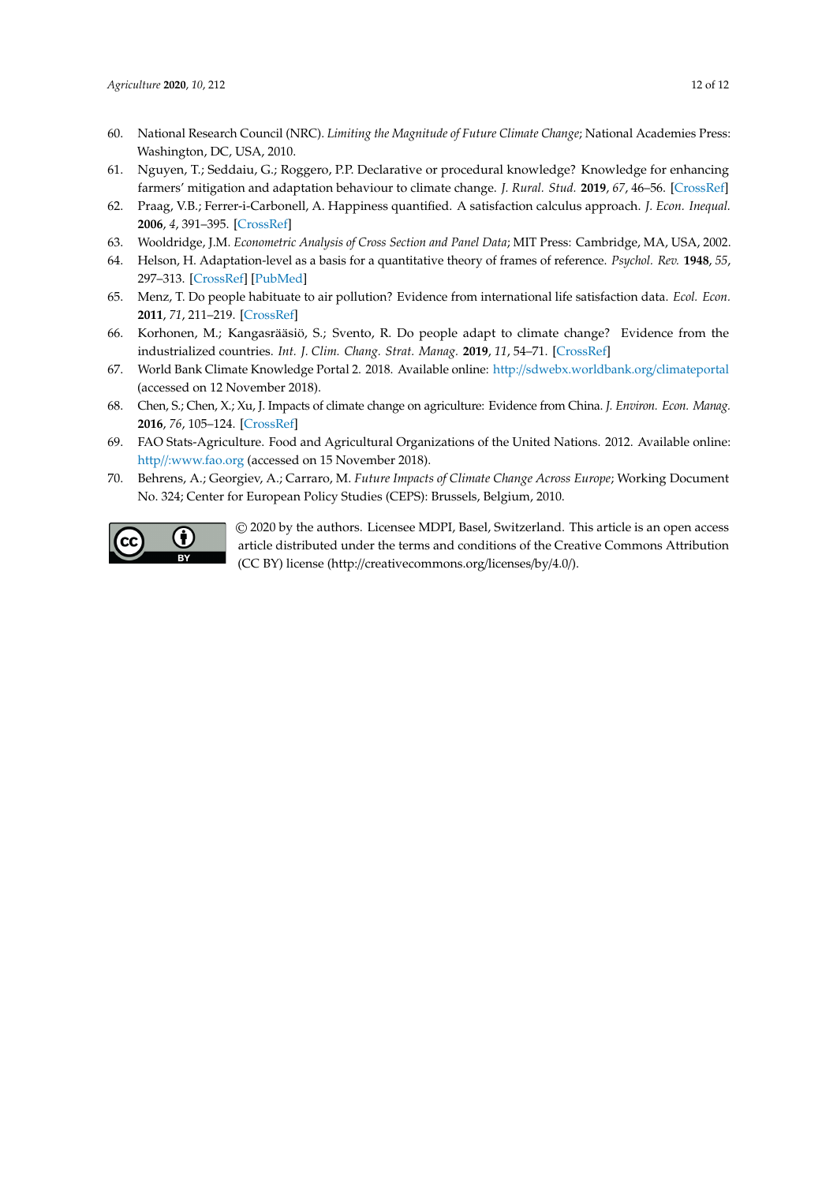60. National Research Council (NRC). *Limiting the Magnitude of Future Climate Change*; National Academies Press: Washington, DC, USA, 2010.
61. Nguyen, T.; Seddaiu, G.; Roggero, P.P. Declarative or procedural knowledge? Knowledge for enhancing farmers' mitigation and adaptation behaviour to climate change. *J. Rural. Stud.* **2019**, *67*, 46–56. [CrossRef]
62. Praag, V.B.; Ferrer-i-Carbonell, A. Happiness quantified. A satisfaction calculus approach. *J. Econ. Inequal.* **2006**, *4*, 391–395. [CrossRef]
63. Wooldridge, J.M. *Econometric Analysis of Cross Section and Panel Data*; MIT Press: Cambridge, MA, USA, 2002.
64. Helson, H. Adaptation-level as a basis for a quantitative theory of frames of reference. *Psychol. Rev.* **1948**, *55*, 297–313. [CrossRef] [PubMed]
65. Menz, T. Do people habituate to air pollution? Evidence from international life satisfaction data. *Ecol. Econ.* **2011**, *71*, 211–219. [CrossRef]
66. Korhonen, M.; Kangasrääsiö, S.; Svento, R. Do people adapt to climate change? Evidence from the industrialized countries. *Int. J. Clim. Chang. Strat. Manag.* **2019**, *11*, 54–71. [CrossRef]
67. World Bank Climate Knowledge Portal 2. 2018. Available online: http://sdwebx.worldbank.org/climateportal (accessed on 12 November 2018).
68. Chen, S.; Chen, X.; Xu, J. Impacts of climate change on agriculture: Evidence from China. *J. Environ. Econ. Manag.* **2016**, *76*, 105–124. [CrossRef]
69. FAO Stats-Agriculture. Food and Agricultural Organizations of the United Nations. 2012. Available online: http//:www.fao.org (accessed on 15 November 2018).
70. Behrens, A.; Georgiev, A.; Carraro, M. *Future Impacts of Climate Change Across Europe*; Working Document No. 324; Center for European Policy Studies (CEPS): Brussels, Belgium, 2010.

© 2020 by the authors. Licensee MDPI, Basel, Switzerland. This article is an open access article distributed under the terms and conditions of the Creative Commons Attribution (CC BY) license (http://creativecommons.org/licenses/by/4.0/).